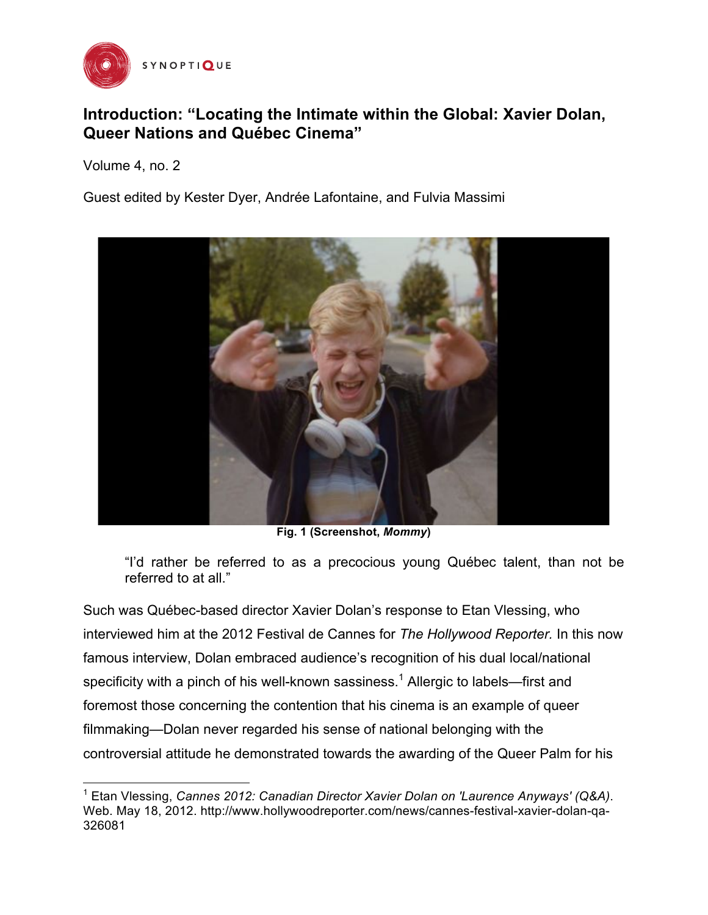# Introduction: "Locating the Intimate within the Global: Xavier Dolan, Queer Nations and Québec Cinema"

Volume 4, no. 2

Guest edited by Kester Dyer, Andrée Lafontaine, and Fulvia Massimi

**Fig. 1 (Screenshot, *Mommy*)**

> "I'd rather be referred to as a precocious young Québec talent, than not be referred to at all."

Such was Québec-based director Xavier Dolan's response to Etan Vlessing, who interviewed him at the 2012 Festival de Cannes for *The Hollywood Reporter.* In this now famous interview, Dolan embraced audience's recognition of his dual local/national specificity with a pinch of his well-known sassiness.[1] Allergic to labels—first and foremost those concerning the contention that his cinema is an example of queer filmmaking—Dolan never regarded his sense of national belonging with the controversial attitude he demonstrated towards the awarding of the Queer Palm for his

[1] Etan Vlessing, *Cannes 2012: Canadian Director Xavier Dolan on 'Laurence Anyways' (Q&A)*. Web. May 18, 2012. http://www.hollywoodreporter.com/news/cannes-festival-xavier-dolan-qa-326081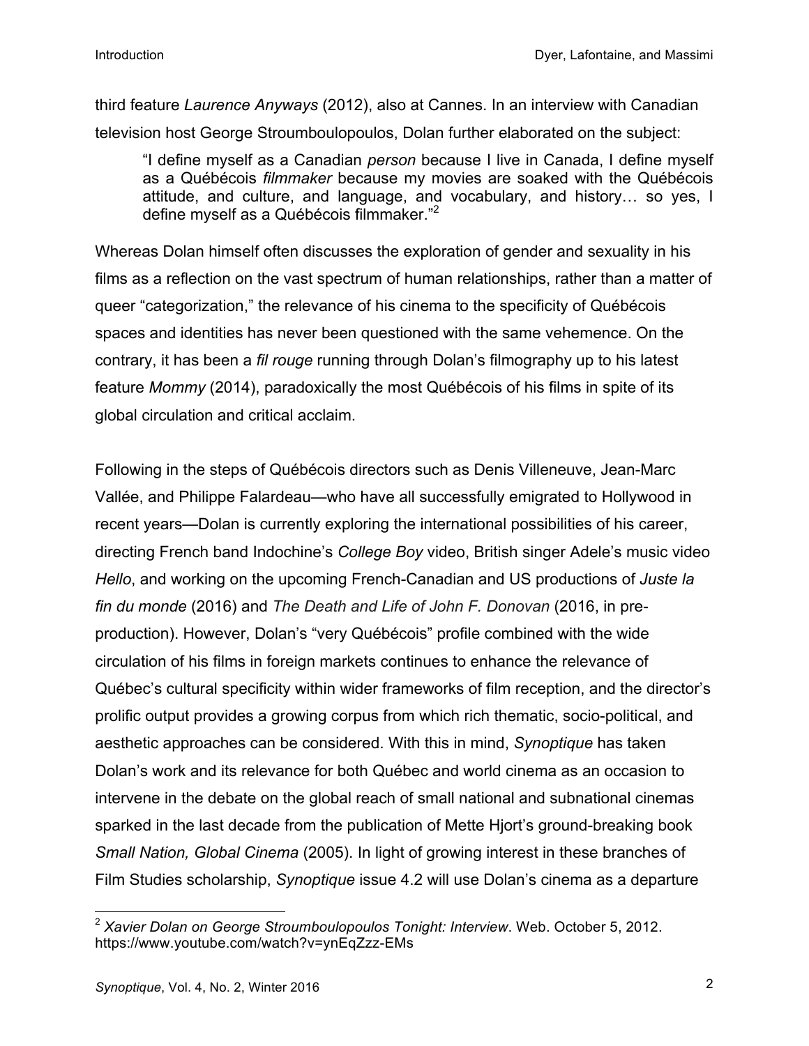third feature *Laurence Anyways* (2012), also at Cannes. In an interview with Canadian television host George Stroumboulopoulos, Dolan further elaborated on the subject:

> "I define myself as a Canadian *person* because I live in Canada, I define myself as a Québécois *filmmaker* because my movies are soaked with the Québécois attitude, and culture, and language, and vocabulary, and history… so yes, I define myself as a Québécois filmmaker."[2]

Whereas Dolan himself often discusses the exploration of gender and sexuality in his films as a reflection on the vast spectrum of human relationships, rather than a matter of queer "categorization," the relevance of his cinema to the specificity of Québécois spaces and identities has never been questioned with the same vehemence. On the contrary, it has been a *fil rouge* running through Dolan's filmography up to his latest feature *Mommy* (2014), paradoxically the most Québécois of his films in spite of its global circulation and critical acclaim.

Following in the steps of Québécois directors such as Denis Villeneuve, Jean-Marc Vallée, and Philippe Falardeau—who have all successfully emigrated to Hollywood in recent years—Dolan is currently exploring the international possibilities of his career, directing French band Indochine's *College Boy* video, British singer Adele's music video *Hello*, and working on the upcoming French-Canadian and US productions of *Juste la fin du monde* (2016) and *The Death and Life of John F. Donovan* (2016, in pre-production). However, Dolan's "very Québécois" profile combined with the wide circulation of his films in foreign markets continues to enhance the relevance of Québec's cultural specificity within wider frameworks of film reception, and the director's prolific output provides a growing corpus from which rich thematic, socio-political, and aesthetic approaches can be considered. With this in mind, *Synoptique* has taken Dolan's work and its relevance for both Québec and world cinema as an occasion to intervene in the debate on the global reach of small national and subnational cinemas sparked in the last decade from the publication of Mette Hjort's ground-breaking book *Small Nation, Global Cinema* (2005). In light of growing interest in these branches of Film Studies scholarship, *Synoptique* issue 4.2 will use Dolan's cinema as a departure

---

[2] *Xavier Dolan on George Stroumboulopoulos Tonight: Interview*. Web. October 5, 2012. https://www.youtube.com/watch?v=ynEqZzz-EMs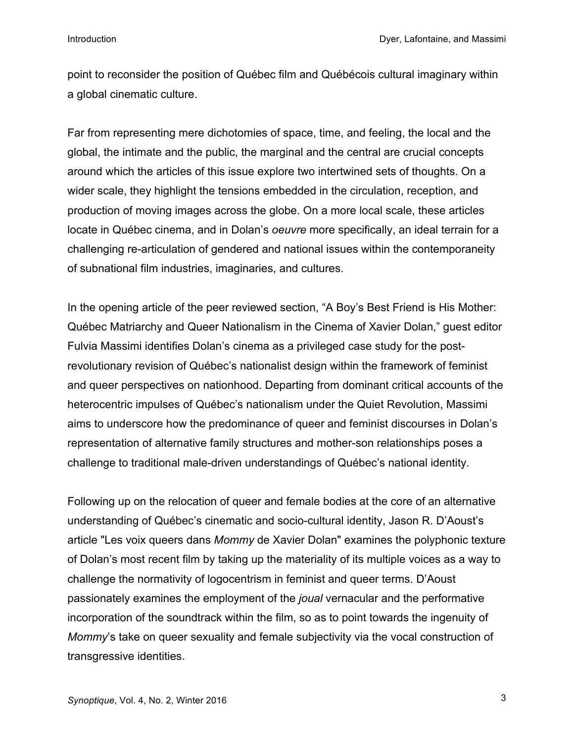point to reconsider the position of Québec film and Québécois cultural imaginary within a global cinematic culture.

Far from representing mere dichotomies of space, time, and feeling, the local and the global, the intimate and the public, the marginal and the central are crucial concepts around which the articles of this issue explore two intertwined sets of thoughts. On a wider scale, they highlight the tensions embedded in the circulation, reception, and production of moving images across the globe. On a more local scale, these articles locate in Québec cinema, and in Dolan's *oeuvre* more specifically, an ideal terrain for a challenging re-articulation of gendered and national issues within the contemporaneity of subnational film industries, imaginaries, and cultures.

In the opening article of the peer reviewed section, "A Boy's Best Friend is His Mother: Québec Matriarchy and Queer Nationalism in the Cinema of Xavier Dolan," guest editor Fulvia Massimi identifies Dolan's cinema as a privileged case study for the post-revolutionary revision of Québec's nationalist design within the framework of feminist and queer perspectives on nationhood. Departing from dominant critical accounts of the heterocentric impulses of Québec's nationalism under the Quiet Revolution, Massimi aims to underscore how the predominance of queer and feminist discourses in Dolan's representation of alternative family structures and mother-son relationships poses a challenge to traditional male-driven understandings of Québec's national identity.

Following up on the relocation of queer and female bodies at the core of an alternative understanding of Québec's cinematic and socio-cultural identity, Jason R. D'Aoust's article "Les voix queers dans *Mommy* de Xavier Dolan" examines the polyphonic texture of Dolan's most recent film by taking up the materiality of its multiple voices as a way to challenge the normativity of logocentrism in feminist and queer terms. D'Aoust passionately examines the employment of the *joual* vernacular and the performative incorporation of the soundtrack within the film, so as to point towards the ingenuity of *Mommy*'s take on queer sexuality and female subjectivity via the vocal construction of transgressive identities.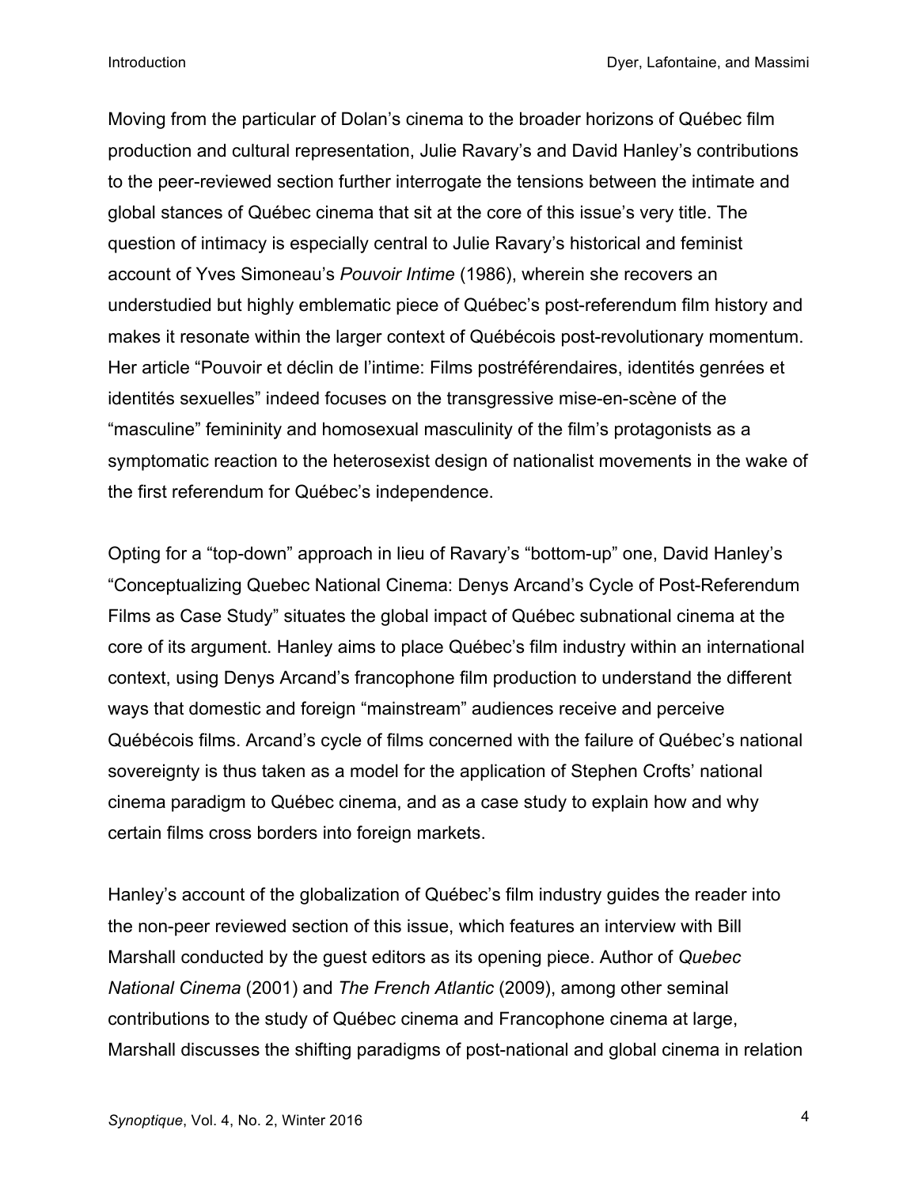Moving from the particular of Dolan's cinema to the broader horizons of Québec film production and cultural representation, Julie Ravary's and David Hanley's contributions to the peer-reviewed section further interrogate the tensions between the intimate and global stances of Québec cinema that sit at the core of this issue's very title. The question of intimacy is especially central to Julie Ravary's historical and feminist account of Yves Simoneau's *Pouvoir Intime* (1986), wherein she recovers an understudied but highly emblematic piece of Québec's post-referendum film history and makes it resonate within the larger context of Québécois post-revolutionary momentum. Her article "Pouvoir et déclin de l'intime: Films postréférendaires, identités genrées et identités sexuelles" indeed focuses on the transgressive mise-en-scène of the "masculine" femininity and homosexual masculinity of the film's protagonists as a symptomatic reaction to the heterosexist design of nationalist movements in the wake of the first referendum for Québec's independence.

Opting for a "top-down" approach in lieu of Ravary's "bottom-up" one, David Hanley's "Conceptualizing Quebec National Cinema: Denys Arcand's Cycle of Post-Referendum Films as Case Study" situates the global impact of Québec subnational cinema at the core of its argument. Hanley aims to place Québec's film industry within an international context, using Denys Arcand's francophone film production to understand the different ways that domestic and foreign "mainstream" audiences receive and perceive Québécois films. Arcand's cycle of films concerned with the failure of Québec's national sovereignty is thus taken as a model for the application of Stephen Crofts' national cinema paradigm to Québec cinema, and as a case study to explain how and why certain films cross borders into foreign markets.

Hanley's account of the globalization of Québec's film industry guides the reader into the non-peer reviewed section of this issue, which features an interview with Bill Marshall conducted by the guest editors as its opening piece. Author of *Quebec National Cinema* (2001) and *The French Atlantic* (2009), among other seminal contributions to the study of Québec cinema and Francophone cinema at large, Marshall discusses the shifting paradigms of post-national and global cinema in relation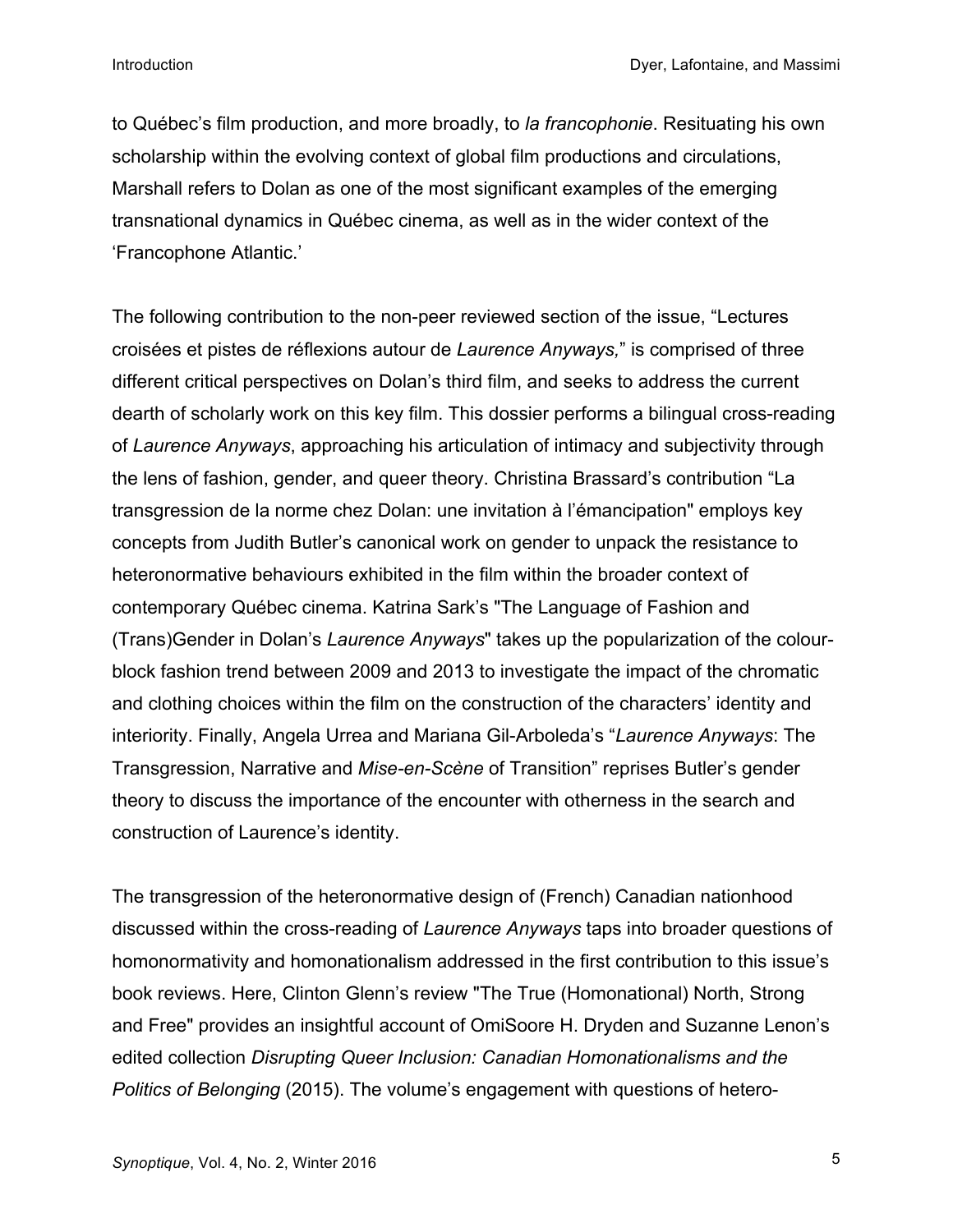to Québec's film production, and more broadly, to *la francophonie*. Resituating his own scholarship within the evolving context of global film productions and circulations, Marshall refers to Dolan as one of the most significant examples of the emerging transnational dynamics in Québec cinema, as well as in the wider context of the 'Francophone Atlantic.'

The following contribution to the non-peer reviewed section of the issue, "Lectures croisées et pistes de réflexions autour de *Laurence Anyways,*" is comprised of three different critical perspectives on Dolan's third film, and seeks to address the current dearth of scholarly work on this key film. This dossier performs a bilingual cross-reading of *Laurence Anyways*, approaching his articulation of intimacy and subjectivity through the lens of fashion, gender, and queer theory. Christina Brassard's contribution "La transgression de la norme chez Dolan: une invitation à l'émancipation" employs key concepts from Judith Butler's canonical work on gender to unpack the resistance to heteronormative behaviours exhibited in the film within the broader context of contemporary Québec cinema. Katrina Sark's "The Language of Fashion and (Trans)Gender in Dolan's *Laurence Anyways*" takes up the popularization of the colour-block fashion trend between 2009 and 2013 to investigate the impact of the chromatic and clothing choices within the film on the construction of the characters' identity and interiority. Finally, Angela Urrea and Mariana Gil-Arboleda's "*Laurence Anyways*: The Transgression, Narrative and *Mise-en-Scène* of Transition" reprises Butler's gender theory to discuss the importance of the encounter with otherness in the search and construction of Laurence's identity.

The transgression of the heteronormative design of (French) Canadian nationhood discussed within the cross-reading of *Laurence Anyways* taps into broader questions of homonormativity and homonationalism addressed in the first contribution to this issue's book reviews. Here, Clinton Glenn's review "The True (Homonational) North, Strong and Free" provides an insightful account of OmiSoore H. Dryden and Suzanne Lenon's edited collection *Disrupting Queer Inclusion: Canadian Homonationalisms and the Politics of Belonging* (2015). The volume's engagement with questions of hetero-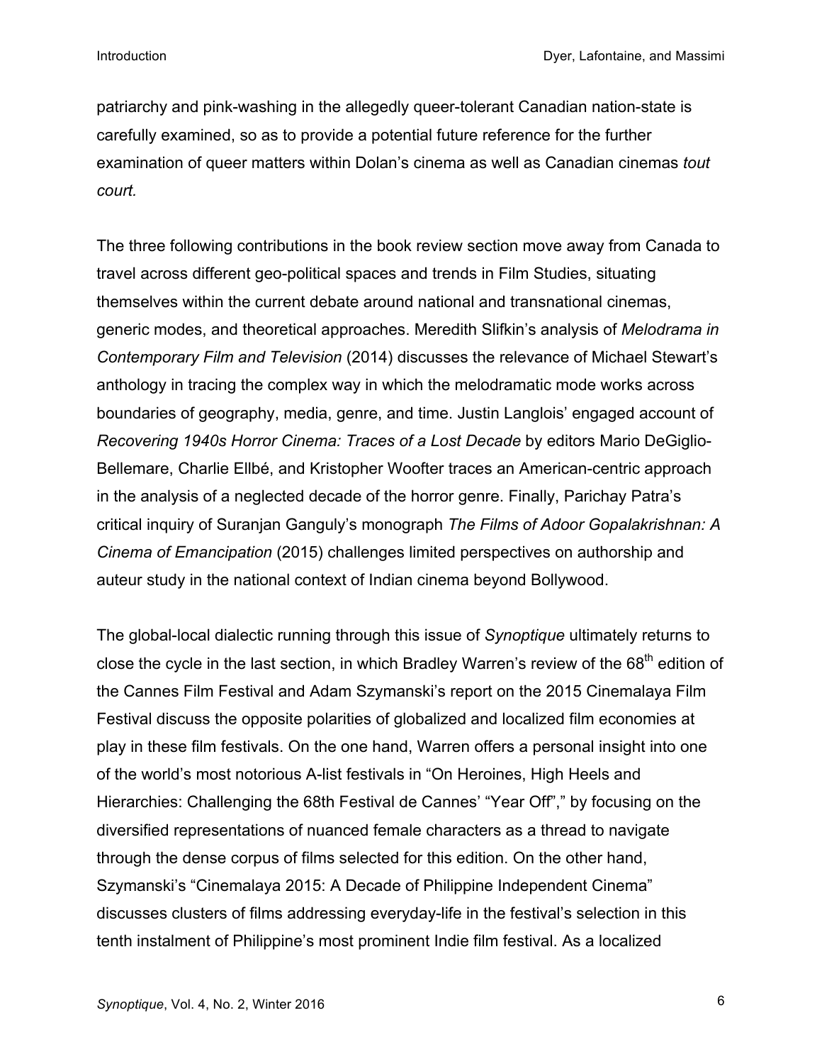patriarchy and pink-washing in the allegedly queer-tolerant Canadian nation-state is carefully examined, so as to provide a potential future reference for the further examination of queer matters within Dolan's cinema as well as Canadian cinemas *tout court.*

The three following contributions in the book review section move away from Canada to travel across different geo-political spaces and trends in Film Studies, situating themselves within the current debate around national and transnational cinemas, generic modes, and theoretical approaches. Meredith Slifkin's analysis of *Melodrama in Contemporary Film and Television* (2014) discusses the relevance of Michael Stewart's anthology in tracing the complex way in which the melodramatic mode works across boundaries of geography, media, genre, and time. Justin Langlois' engaged account of *Recovering 1940s Horror Cinema: Traces of a Lost Decade* by editors Mario DeGiglio-Bellemare, Charlie Ellbé, and Kristopher Woofter traces an American-centric approach in the analysis of a neglected decade of the horror genre. Finally, Parichay Patra's critical inquiry of Suranjan Ganguly's monograph *The Films of Adoor Gopalakrishnan: A Cinema of Emancipation* (2015) challenges limited perspectives on authorship and auteur study in the national context of Indian cinema beyond Bollywood.

The global-local dialectic running through this issue of *Synoptique* ultimately returns to close the cycle in the last section, in which Bradley Warren's review of the 68th edition of the Cannes Film Festival and Adam Szymanski's report on the 2015 Cinemalaya Film Festival discuss the opposite polarities of globalized and localized film economies at play in these film festivals. On the one hand, Warren offers a personal insight into one of the world's most notorious A-list festivals in "On Heroines, High Heels and Hierarchies: Challenging the 68th Festival de Cannes' "Year Off"," by focusing on the diversified representations of nuanced female characters as a thread to navigate through the dense corpus of films selected for this edition. On the other hand, Szymanski's "Cinemalaya 2015: A Decade of Philippine Independent Cinema" discusses clusters of films addressing everyday-life in the festival's selection in this tenth instalment of Philippine's most prominent Indie film festival. As a localized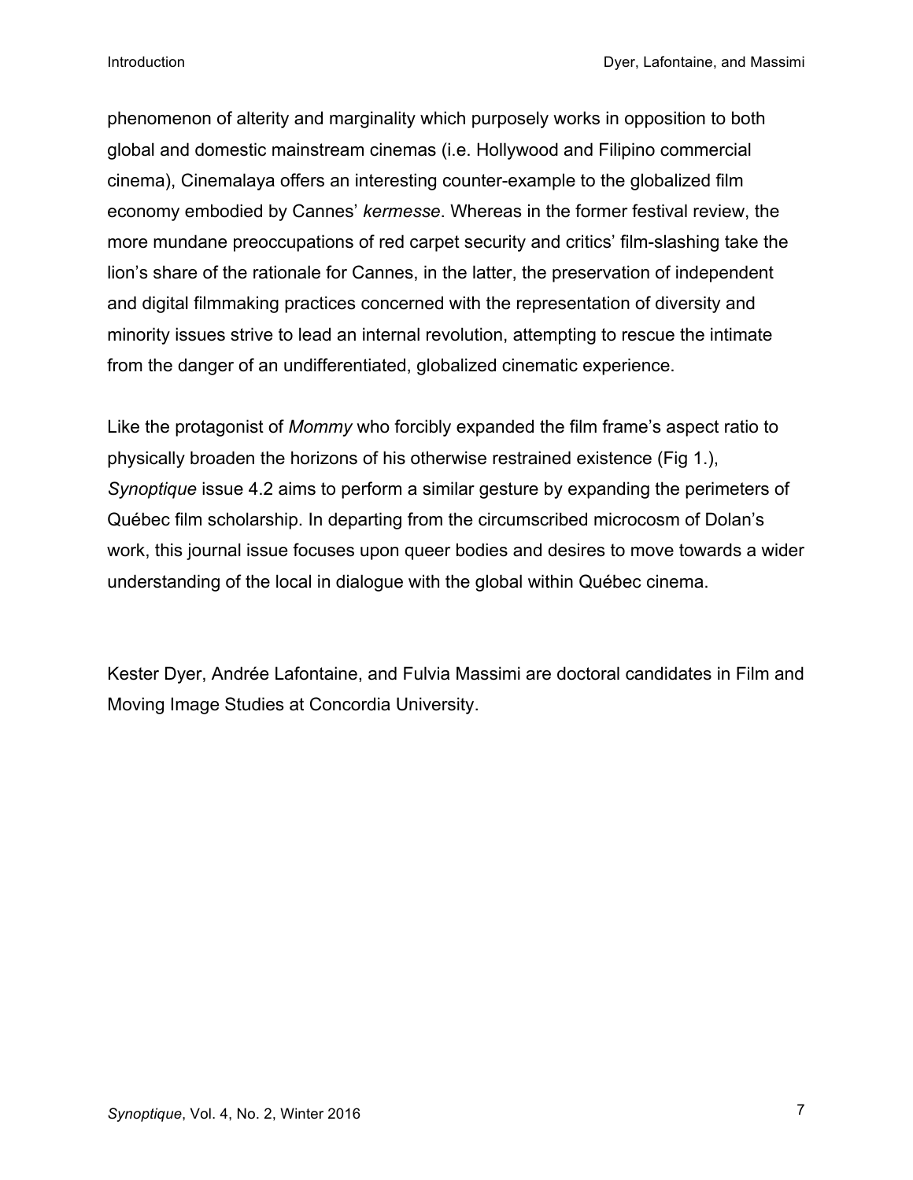phenomenon of alterity and marginality which purposely works in opposition to both global and domestic mainstream cinemas (i.e. Hollywood and Filipino commercial cinema), Cinemalaya offers an interesting counter-example to the globalized film economy embodied by Cannes' *kermesse*. Whereas in the former festival review, the more mundane preoccupations of red carpet security and critics' film-slashing take the lion's share of the rationale for Cannes, in the latter, the preservation of independent and digital filmmaking practices concerned with the representation of diversity and minority issues strive to lead an internal revolution, attempting to rescue the intimate from the danger of an undifferentiated, globalized cinematic experience.

Like the protagonist of *Mommy* who forcibly expanded the film frame's aspect ratio to physically broaden the horizons of his otherwise restrained existence (Fig 1.), *Synoptique* issue 4.2 aims to perform a similar gesture by expanding the perimeters of Québec film scholarship. In departing from the circumscribed microcosm of Dolan's work, this journal issue focuses upon queer bodies and desires to move towards a wider understanding of the local in dialogue with the global within Québec cinema.

Kester Dyer, Andrée Lafontaine, and Fulvia Massimi are doctoral candidates in Film and Moving Image Studies at Concordia University.